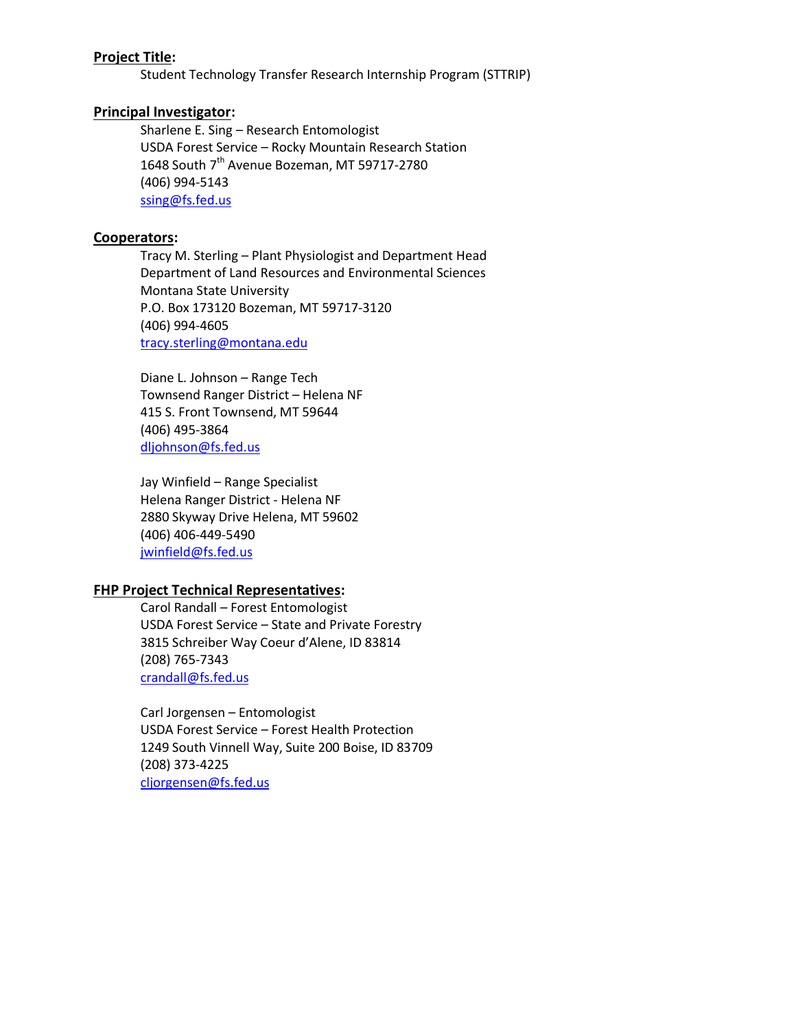**Project Title:**

Student Technology Transfer Research Internship Program (STTRIP)

**Principal Investigator:**

Sharlene E. Sing – Research Entomologist
USDA Forest Service – Rocky Mountain Research Station
1648 South 7th Avenue Bozeman, MT 59717-2780
(406) 994-5143
ssing@fs.fed.us

**Cooperators:**

Tracy M. Sterling – Plant Physiologist and Department Head
Department of Land Resources and Environmental Sciences
Montana State University
P.O. Box 173120 Bozeman, MT 59717-3120
(406) 994-4605
tracy.sterling@montana.edu

Diane L. Johnson – Range Tech
Townsend Ranger District – Helena NF
415 S. Front Townsend, MT 59644
(406) 495-3864
dljohnson@fs.fed.us

Jay Winfield – Range Specialist
Helena Ranger District - Helena NF
2880 Skyway Drive Helena, MT 59602
(406) 406-449-5490
jwinfield@fs.fed.us

**FHP Project Technical Representatives:**

Carol Randall – Forest Entomologist
USDA Forest Service – State and Private Forestry
3815 Schreiber Way Coeur d'Alene, ID 83814
(208) 765-7343
crandall@fs.fed.us

Carl Jorgensen – Entomologist
USDA Forest Service – Forest Health Protection
1249 South Vinnell Way, Suite 200 Boise, ID 83709
(208) 373-4225
cljorgensen@fs.fed.us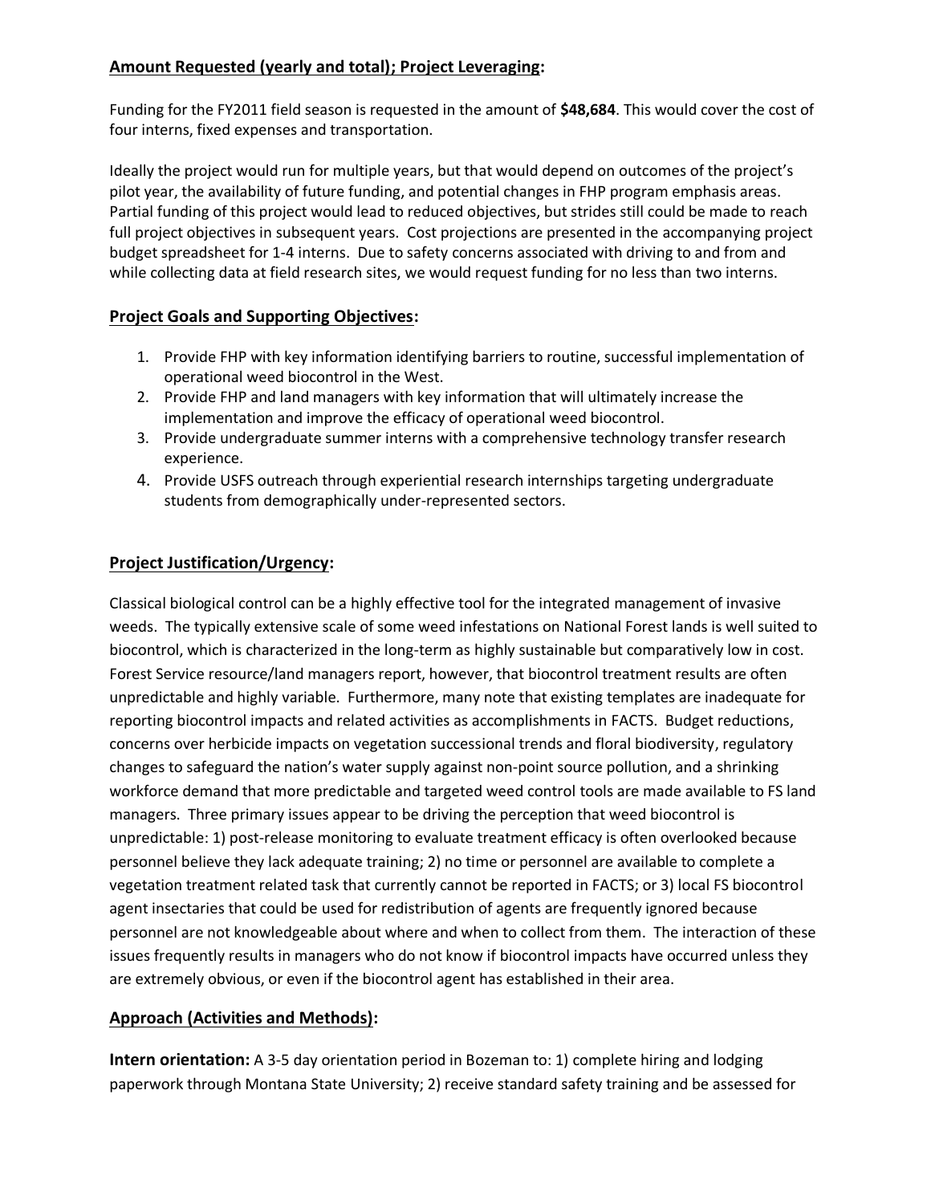## **Amount Requested (yearly and total); Project Leveraging:**

Funding for the FY2011 field season is requested in the amount of **$48,684**. This would cover the cost of four interns, fixed expenses and transportation.

Ideally the project would run for multiple years, but that would depend on outcomes of the project's pilot year, the availability of future funding, and potential changes in FHP program emphasis areas. Partial funding of this project would lead to reduced objectives, but strides still could be made to reach full project objectives in subsequent years. Cost projections are presented in the accompanying project budget spreadsheet for 1-4 interns. Due to safety concerns associated with driving to and from and while collecting data at field research sites, we would request funding for no less than two interns.

## **Project Goals and Supporting Objectives:**

1. Provide FHP with key information identifying barriers to routine, successful implementation of operational weed biocontrol in the West.
2. Provide FHP and land managers with key information that will ultimately increase the implementation and improve the efficacy of operational weed biocontrol.
3. Provide undergraduate summer interns with a comprehensive technology transfer research experience.
4. Provide USFS outreach through experiential research internships targeting undergraduate students from demographically under-represented sectors.

## **Project Justification/Urgency:**

Classical biological control can be a highly effective tool for the integrated management of invasive weeds. The typically extensive scale of some weed infestations on National Forest lands is well suited to biocontrol, which is characterized in the long-term as highly sustainable but comparatively low in cost. Forest Service resource/land managers report, however, that biocontrol treatment results are often unpredictable and highly variable. Furthermore, many note that existing templates are inadequate for reporting biocontrol impacts and related activities as accomplishments in FACTS. Budget reductions, concerns over herbicide impacts on vegetation successional trends and floral biodiversity, regulatory changes to safeguard the nation's water supply against non-point source pollution, and a shrinking workforce demand that more predictable and targeted weed control tools are made available to FS land managers. Three primary issues appear to be driving the perception that weed biocontrol is unpredictable: 1) post-release monitoring to evaluate treatment efficacy is often overlooked because personnel believe they lack adequate training; 2) no time or personnel are available to complete a vegetation treatment related task that currently cannot be reported in FACTS; or 3) local FS biocontrol agent insectaries that could be used for redistribution of agents are frequently ignored because personnel are not knowledgeable about where and when to collect from them. The interaction of these issues frequently results in managers who do not know if biocontrol impacts have occurred unless they are extremely obvious, or even if the biocontrol agent has established in their area.

## **Approach (Activities and Methods):**

**Intern orientation:** A 3-5 day orientation period in Bozeman to: 1) complete hiring and lodging paperwork through Montana State University; 2) receive standard safety training and be assessed for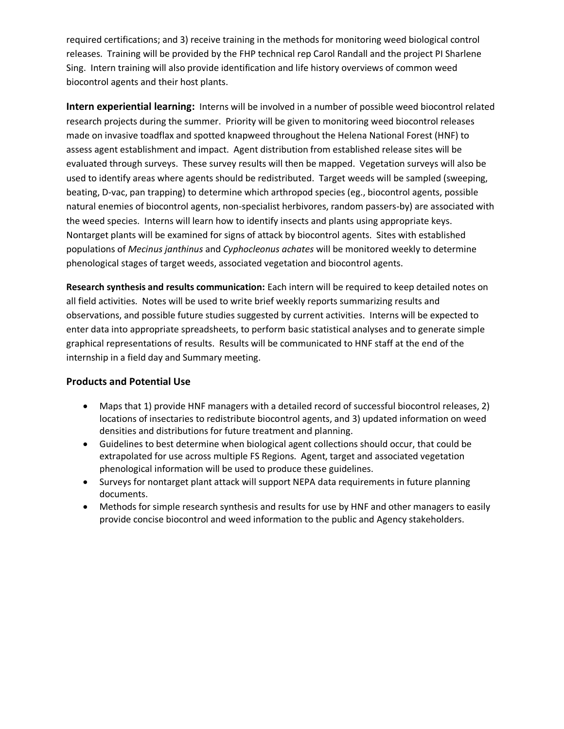required certifications; and 3) receive training in the methods for monitoring weed biological control releases. Training will be provided by the FHP technical rep Carol Randall and the project PI Sharlene Sing. Intern training will also provide identification and life history overviews of common weed biocontrol agents and their host plants.

**Intern experiential learning:** Interns will be involved in a number of possible weed biocontrol related research projects during the summer. Priority will be given to monitoring weed biocontrol releases made on invasive toadflax and spotted knapweed throughout the Helena National Forest (HNF) to assess agent establishment and impact. Agent distribution from established release sites will be evaluated through surveys. These survey results will then be mapped. Vegetation surveys will also be used to identify areas where agents should be redistributed. Target weeds will be sampled (sweeping, beating, D-vac, pan trapping) to determine which arthropod species (eg., biocontrol agents, possible natural enemies of biocontrol agents, non-specialist herbivores, random passers-by) are associated with the weed species. Interns will learn how to identify insects and plants using appropriate keys. Nontarget plants will be examined for signs of attack by biocontrol agents. Sites with established populations of *Mecinus janthinus* and *Cyphocleonus achates* will be monitored weekly to determine phenological stages of target weeds, associated vegetation and biocontrol agents.

**Research synthesis and results communication:** Each intern will be required to keep detailed notes on all field activities. Notes will be used to write brief weekly reports summarizing results and observations, and possible future studies suggested by current activities. Interns will be expected to enter data into appropriate spreadsheets, to perform basic statistical analyses and to generate simple graphical representations of results. Results will be communicated to HNF staff at the end of the internship in a field day and Summary meeting.

### Products and Potential Use

- Maps that 1) provide HNF managers with a detailed record of successful biocontrol releases, 2) locations of insectaries to redistribute biocontrol agents, and 3) updated information on weed densities and distributions for future treatment and planning.
- Guidelines to best determine when biological agent collections should occur, that could be extrapolated for use across multiple FS Regions. Agent, target and associated vegetation phenological information will be used to produce these guidelines.
- Surveys for nontarget plant attack will support NEPA data requirements in future planning documents.
- Methods for simple research synthesis and results for use by HNF and other managers to easily provide concise biocontrol and weed information to the public and Agency stakeholders.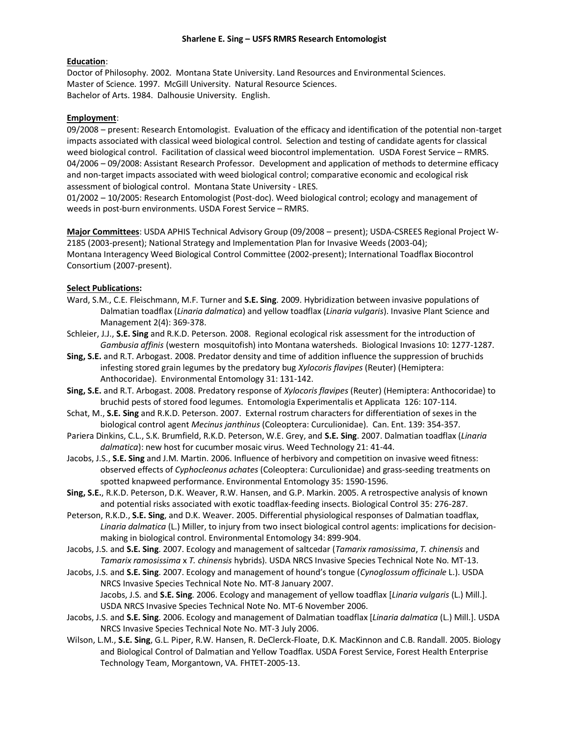**Sharlene E. Sing – USFS RMRS Research Entomologist**

**Education**:

Doctor of Philosophy. 2002. Montana State University. Land Resources and Environmental Sciences.
Master of Science. 1997. McGill University. Natural Resource Sciences.
Bachelor of Arts. 1984. Dalhousie University. English.

**Employment**:

09/2008 – present: Research Entomologist. Evaluation of the efficacy and identification of the potential non-target impacts associated with classical weed biological control. Selection and testing of candidate agents for classical weed biological control. Facilitation of classical weed biocontrol implementation. USDA Forest Service – RMRS.
04/2006 – 09/2008: Assistant Research Professor. Development and application of methods to determine efficacy and non-target impacts associated with weed biological control; comparative economic and ecological risk assessment of biological control. Montana State University - LRES.
01/2002 – 10/2005: Research Entomologist (Post-doc). Weed biological control; ecology and management of weeds in post-burn environments. USDA Forest Service – RMRS.

**Major Committees**: USDA APHIS Technical Advisory Group (09/2008 – present); USDA-CSREES Regional Project W-2185 (2003-present); National Strategy and Implementation Plan for Invasive Weeds (2003-04); Montana Interagency Weed Biological Control Committee (2002-present); International Toadflax Biocontrol Consortium (2007-present).

**Select Publications:**

Ward, S.M., C.E. Fleischmann, M.F. Turner and **S.E. Sing**. 2009. Hybridization between invasive populations of Dalmatian toadflax (*Linaria dalmatica*) and yellow toadflax (*Linaria vulgaris*). Invasive Plant Science and Management 2(4): 369-378.

Schleier, J.J., **S.E. Sing** and R.K.D. Peterson. 2008. Regional ecological risk assessment for the introduction of *Gambusia affinis* (western mosquitofish) into Montana watersheds. Biological Invasions 10: 1277-1287.

**Sing, S.E.** and R.T. Arbogast. 2008. Predator density and time of addition influence the suppression of bruchids infesting stored grain legumes by the predatory bug *Xylocoris flavipes* (Reuter) (Hemiptera: Anthocoridae). Environmental Entomology 31: 131-142.

**Sing, S.E.** and R.T. Arbogast. 2008. Predatory response of *Xylocoris flavipes* (Reuter) (Hemiptera: Anthocoridae) to bruchid pests of stored food legumes. Entomologia Experimentalis et Applicata 126: 107-114.

Schat, M., **S.E. Sing** and R.K.D. Peterson. 2007. External rostrum characters for differentiation of sexes in the biological control agent *Mecinus janthinus* (Coleoptera: Curculionidae). Can. Ent. 139: 354-357.

Pariera Dinkins, C.L., S.K. Brumfield, R.K.D. Peterson, W.E. Grey, and **S.E. Sing**. 2007. Dalmatian toadflax (*Linaria dalmatica*): new host for cucumber mosaic virus. Weed Technology 21: 41-44.

Jacobs, J.S., **S.E. Sing** and J.M. Martin. 2006. Influence of herbivory and competition on invasive weed fitness: observed effects of *Cyphocleonus achates* (Coleoptera: Curculionidae) and grass-seeding treatments on spotted knapweed performance. Environmental Entomology 35: 1590-1596.

**Sing, S.E.**, R.K.D. Peterson, D.K. Weaver, R.W. Hansen, and G.P. Markin. 2005. A retrospective analysis of known and potential risks associated with exotic toadflax-feeding insects. Biological Control 35: 276-287.

Peterson, R.K.D., **S.E. Sing**, and D.K. Weaver. 2005. Differential physiological responses of Dalmatian toadflax, *Linaria dalmatica* (L.) Miller, to injury from two insect biological control agents: implications for decision-making in biological control. Environmental Entomology 34: 899-904.

Jacobs, J.S. and **S.E. Sing**. 2007. Ecology and management of saltcedar (*Tamarix ramosissima*, *T. chinensis* and *Tamarix ramosissima* x *T. chinensis* hybrids). USDA NRCS Invasive Species Technical Note No. MT-13.

Jacobs, J.S. and **S.E. Sing**. 2007. Ecology and management of hound's tongue (*Cynoglossum officinale* L.). USDA NRCS Invasive Species Technical Note No. MT-8 January 2007.

Jacobs, J.S. and **S.E. Sing**. 2006. Ecology and management of yellow toadflax [*Linaria vulgaris* (L.) Mill.]. USDA NRCS Invasive Species Technical Note No. MT-6 November 2006.

Jacobs, J.S. and **S.E. Sing**. 2006. Ecology and management of Dalmatian toadflax [*Linaria dalmatica* (L.) Mill.]. USDA NRCS Invasive Species Technical Note No. MT-3 July 2006.

Wilson, L.M., **S.E. Sing**, G.L. Piper, R.W. Hansen, R. DeClerck-Floate, D.K. MacKinnon and C.B. Randall. 2005. Biology and Biological Control of Dalmatian and Yellow Toadflax. USDA Forest Service, Forest Health Enterprise Technology Team, Morgantown, VA. FHTET-2005-13.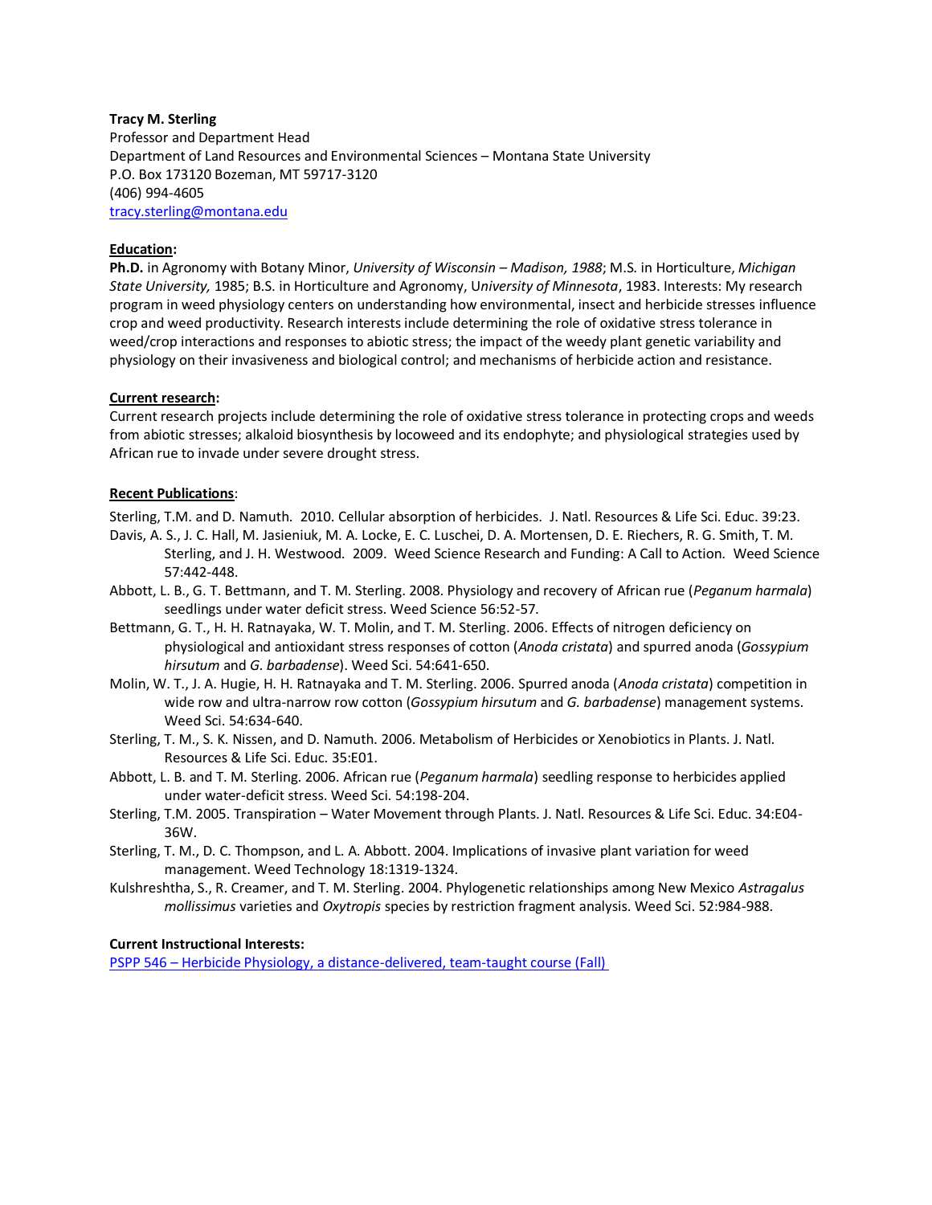**Tracy M. Sterling**
Professor and Department Head
Department of Land Resources and Environmental Sciences – Montana State University
P.O. Box 173120 Bozeman, MT 59717-3120
(406) 994-4605
[tracy.sterling@montana.edu](mailto:tracy.sterling@montana.edu)

**Education:**
**Ph.D.** in Agronomy with Botany Minor, *University of Wisconsin – Madison, 1988*; M.S. in Horticulture, *Michigan State University,* 1985; B.S. in Horticulture and Agronomy, U*niversity of Minnesota*, 1983. Interests: My research program in weed physiology centers on understanding how environmental, insect and herbicide stresses influence crop and weed productivity. Research interests include determining the role of oxidative stress tolerance in weed/crop interactions and responses to abiotic stress; the impact of the weedy plant genetic variability and physiology on their invasiveness and biological control; and mechanisms of herbicide action and resistance.

**Current research:**
Current research projects include determining the role of oxidative stress tolerance in protecting crops and weeds from abiotic stresses; alkaloid biosynthesis by locoweed and its endophyte; and physiological strategies used by African rue to invade under severe drought stress.

**Recent Publications:**

Sterling, T.M. and D. Namuth. 2010. Cellular absorption of herbicides. J. Natl. Resources & Life Sci. Educ. 39:23.

Davis, A. S., J. C. Hall, M. Jasieniuk, M. A. Locke, E. C. Luschei, D. A. Mortensen, D. E. Riechers, R. G. Smith, T. M. Sterling, and J. H. Westwood. 2009. Weed Science Research and Funding: A Call to Action. Weed Science 57:442-448.

Abbott, L. B., G. T. Bettmann, and T. M. Sterling. 2008. Physiology and recovery of African rue (*Peganum harmala*) seedlings under water deficit stress. Weed Science 56:52-57.

Bettmann, G. T., H. H. Ratnayaka, W. T. Molin, and T. M. Sterling. 2006. Effects of nitrogen deficiency on physiological and antioxidant stress responses of cotton (*Anoda cristata*) and spurred anoda (*Gossypium hirsutum* and *G. barbadense*). Weed Sci. 54:641-650.

Molin, W. T., J. A. Hugie, H. H. Ratnayaka and T. M. Sterling. 2006. Spurred anoda (*Anoda cristata*) competition in wide row and ultra-narrow row cotton (*Gossypium hirsutum* and *G. barbadense*) management systems. Weed Sci. 54:634-640.

Sterling, T. M., S. K. Nissen, and D. Namuth. 2006. Metabolism of Herbicides or Xenobiotics in Plants. J. Natl. Resources & Life Sci. Educ. 35:E01.

Abbott, L. B. and T. M. Sterling. 2006. African rue (*Peganum harmala*) seedling response to herbicides applied under water-deficit stress. Weed Sci. 54:198-204.

Sterling, T.M. 2005. Transpiration – Water Movement through Plants. J. Natl. Resources & Life Sci. Educ. 34:E04-36W.

Sterling, T. M., D. C. Thompson, and L. A. Abbott. 2004. Implications of invasive plant variation for weed management. Weed Technology 18:1319-1324.

Kulshreshtha, S., R. Creamer, and T. M. Sterling. 2004. Phylogenetic relationships among New Mexico *Astragalus mollissimus* varieties and *Oxytropis* species by restriction fragment analysis. Weed Sci. 52:984-988.

**Current Instructional Interests:**
PSPP 546 – Herbicide Physiology, a distance-delivered, team-taught course (Fall)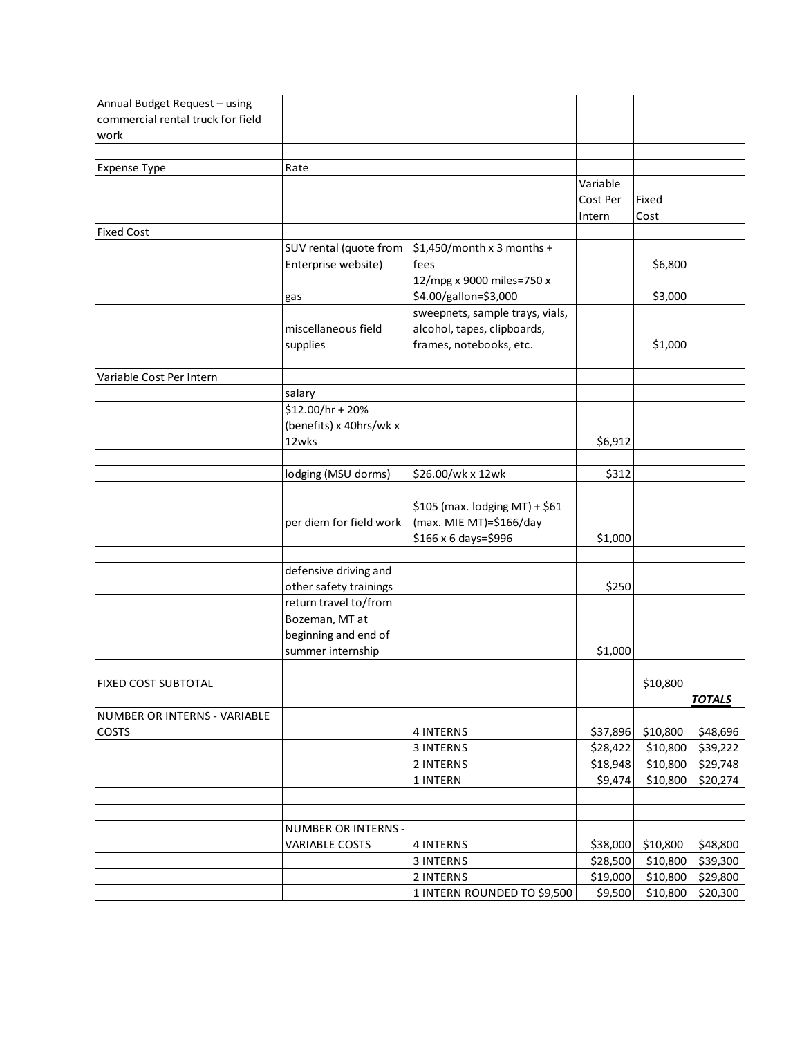| | | | | | |
|---|---|---|---|---|---|
| Annual Budget Request – using commercial rental truck for field work | | | | | |
| | | | | | |
| Expense Type | Rate | | | | |
| | | | Variable Cost Per Intern | Fixed Cost | |
| Fixed Cost | | | | | |
| | SUV rental (quote from Enterprise website) | $1,450/month x 3 months + fees | | $6,800 | |
| | gas | 12/mpg x 9000 miles=750 x $4.00/gallon=$3,000 | | $3,000 | |
| | miscellaneous field supplies | sweepnets, sample trays, vials, alcohol, tapes, clipboards, frames, notebooks, etc. | | $1,000 | |
| | | | | | |
| Variable Cost Per Intern | | | | | |
| | salary | | | | |
| | $12.00/hr + 20% (benefits) x 40hrs/wk x 12wks | | $6,912 | | |
| | | | | | |
| | lodging (MSU dorms) | $26.00/wk x 12wk | $312 | | |
| | | | | | |
| | per diem for field work | $105 (max. lodging MT) + $61 (max. MIE MT)=$166/day | | | |
| | | $166 x 6 days=$996 | $1,000 | | |
| | | | | | |
| | defensive driving and other safety trainings | | $250 | | |
| | return travel to/from Bozeman, MT at beginning and end of summer internship | | $1,000 | | |
| | | | | | |
| FIXED COST SUBTOTAL | | | | $10,800 | |
| | | | | | ***TOTALS*** |
| NUMBER OR INTERNS - VARIABLE COSTS | | 4 INTERNS | $37,896 | $10,800 | $48,696 |
| | | 3 INTERNS | $28,422 | $10,800 | $39,222 |
| | | 2 INTERNS | $18,948 | $10,800 | $29,748 |
| | | 1 INTERN | $9,474 | $10,800 | $20,274 |
| | | | | | |
| | | | | | |
| | NUMBER OR INTERNS - VARIABLE COSTS | 4 INTERNS | $38,000 | $10,800 | $48,800 |
| | | 3 INTERNS | $28,500 | $10,800 | $39,300 |
| | | 2 INTERNS | $19,000 | $10,800 | $29,800 |
| | | 1 INTERN ROUNDED TO $9,500 | $9,500 | $10,800 | $20,300 |